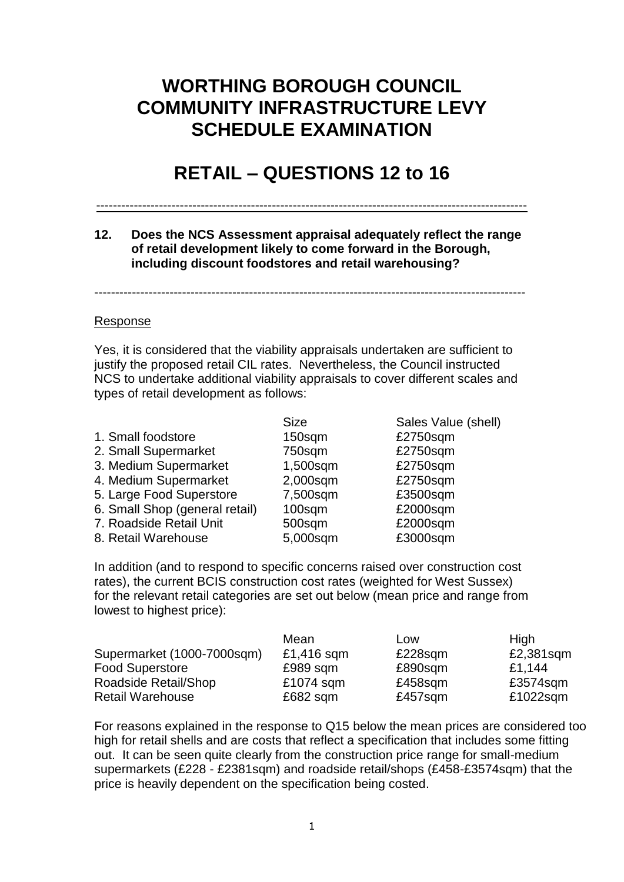# WORTHING BOROUGH COUNCIL COMMUNITY INFRASTRUCTURE LEVY SCHEDULE EXAMINATION

# RETAIL – QUESTIONS 12 to 16

---

**12. Does the NCS Assessment appraisal adequately reflect the range of retail development likely to come forward in the Borough, including discount foodstores and retail warehousing?**

---

Response

Yes, it is considered that the viability appraisals undertaken are sufficient to justify the proposed retail CIL rates. Nevertheless, the Council instructed NCS to undertake additional viability appraisals to cover different scales and types of retail development as follows:

| | Size | Sales Value (shell) |
|---|---|---|
| 1. Small foodstore | 150sqm | £2750sqm |
| 2. Small Supermarket | 750sqm | £2750sqm |
| 3. Medium Supermarket | 1,500sqm | £2750sqm |
| 4. Medium Supermarket | 2,000sqm | £2750sqm |
| 5. Large Food Superstore | 7,500sqm | £3500sqm |
| 6. Small Shop (general retail) | 100sqm | £2000sqm |
| 7. Roadside Retail Unit | 500sqm | £2000sqm |
| 8. Retail Warehouse | 5,000sqm | £3000sqm |

In addition (and to respond to specific concerns raised over construction cost rates), the current BCIS construction cost rates (weighted for West Sussex) for the relevant retail categories are set out below (mean price and range from lowest to highest price):

| | Mean | Low | High |
|---|---|---|---|
| Supermarket (1000-7000sqm) | £1,416 sqm | £228sqm | £2,381sqm |
| Food Superstore | £989 sqm | £890sqm | £1,144 |
| Roadside Retail/Shop | £1074 sqm | £458sqm | £3574sqm |
| Retail Warehouse | £682 sqm | £457sqm | £1022sqm |

For reasons explained in the response to Q15 below the mean prices are considered too high for retail shells and are costs that reflect a specification that includes some fitting out. It can be seen quite clearly from the construction price range for small-medium supermarkets (£228 - £2381sqm) and roadside retail/shops (£458-£3574sqm) that the price is heavily dependent on the specification being costed.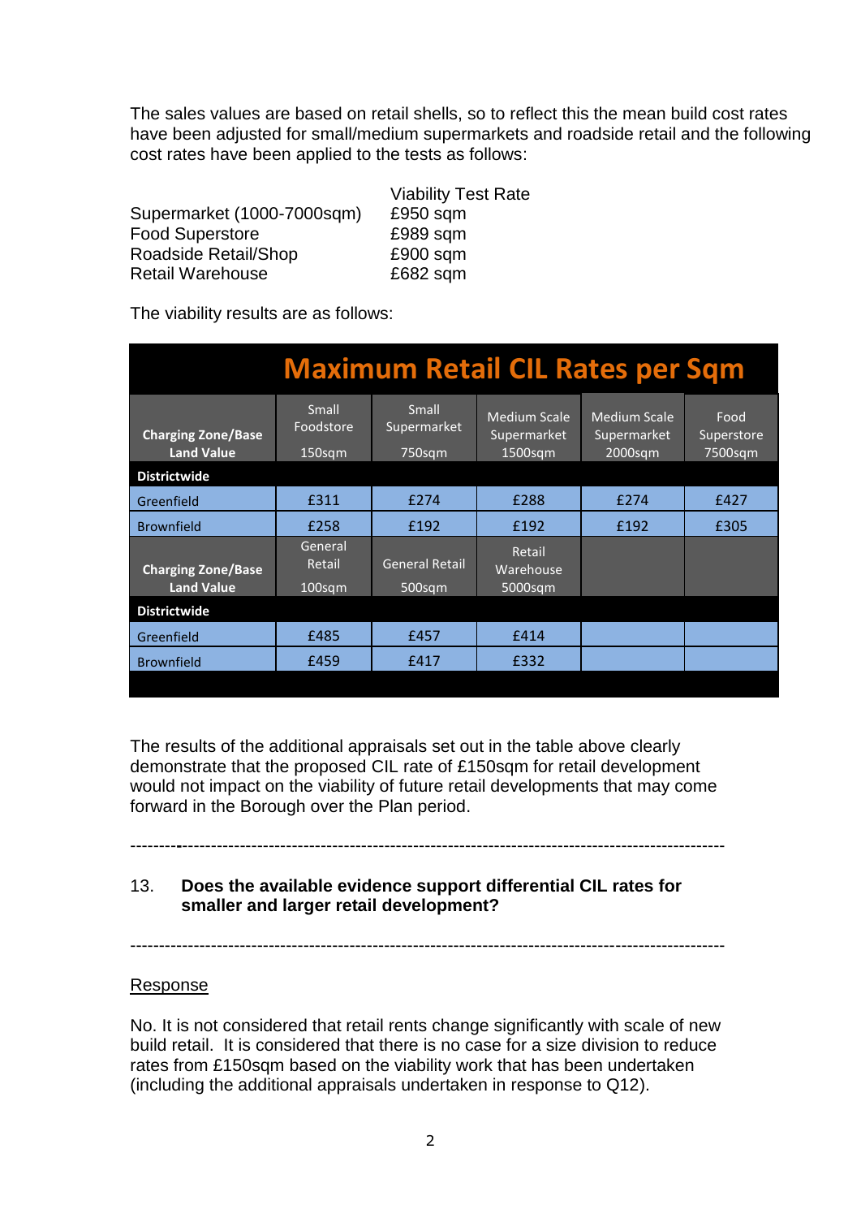The sales values are based on retail shells, so to reflect this the mean build cost rates have been adjusted for small/medium supermarkets and roadside retail and the following cost rates have been applied to the tests as follows:

| | Viability Test Rate |
|---|---|
| Supermarket (1000-7000sqm) | £950 sqm |
| Food Superstore | £989 sqm |
| Roadside Retail/Shop | £900 sqm |
| Retail Warehouse | £682 sqm |

The viability results are as follows:

| Maximum Retail CIL Rates per Sqm | | | | | |
|---|---|---|---|---|---|
| **Charging Zone/Base Land Value** | Small Foodstore 150sqm | Small Supermarket 750sqm | Medium Scale Supermarket 1500sqm | Medium Scale Supermarket 2000sqm | Food Superstore 7500sqm |
| **Districtwide** | | | | | |
| Greenfield | £311 | £274 | £288 | £274 | £427 |
| Brownfield | £258 | £192 | £192 | £192 | £305 |
| **Charging Zone/Base Land Value** | General Retail 100sqm | General Retail 500sqm | Retail Warehouse 5000sqm | | |
| **Districtwide** | | | | | |
| Greenfield | £485 | £457 | £414 | | |
| Brownfield | £459 | £417 | £332 | | |

The results of the additional appraisals set out in the table above clearly demonstrate that the proposed CIL rate of £150sqm for retail development would not impact on the viability of future retail developments that may come forward in the Borough over the Plan period.

---

13. **Does the available evidence support differential CIL rates for smaller and larger retail development?**

---

<u>Response</u>

No. It is not considered that retail rents change significantly with scale of new build retail. It is considered that there is no case for a size division to reduce rates from £150sqm based on the viability work that has been undertaken (including the additional appraisals undertaken in response to Q12).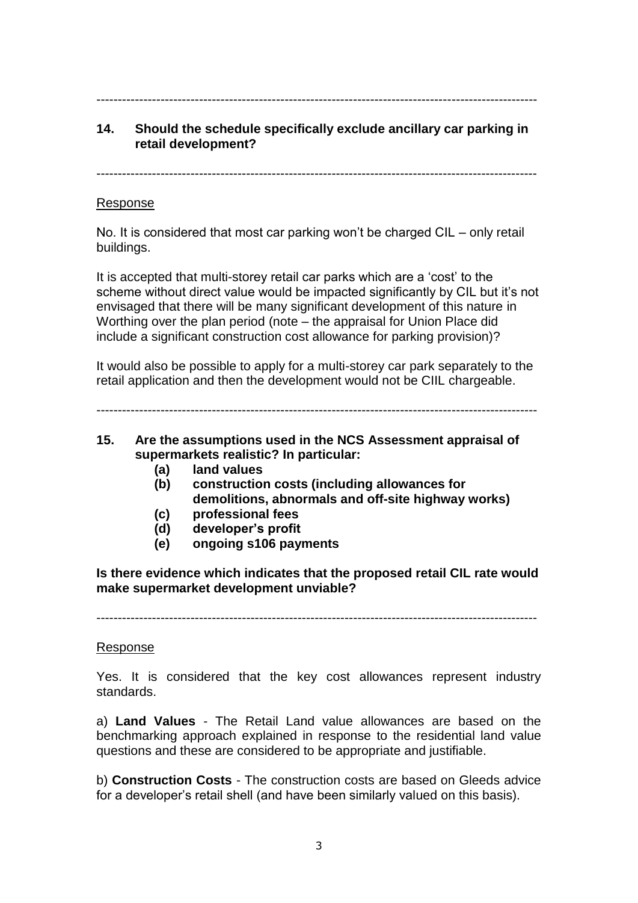---

**14. Should the schedule specifically exclude ancillary car parking in retail development?**

---

Response

No. It is considered that most car parking won't be charged CIL – only retail buildings.

It is accepted that multi-storey retail car parks which are a 'cost' to the scheme without direct value would be impacted significantly by CIL but it's not envisaged that there will be many significant development of this nature in Worthing over the plan period (note – the appraisal for Union Place did include a significant construction cost allowance for parking provision)?

It would also be possible to apply for a multi-storey car park separately to the retail application and then the development would not be CIIL chargeable.

---

**15. Are the assumptions used in the NCS Assessment appraisal of supermarkets realistic? In particular:**

- **(a) land values**
- **(b) construction costs (including allowances for demolitions, abnormals and off-site highway works)**
- **(c) professional fees**
- **(d) developer's profit**
- **(e) ongoing s106 payments**

**Is there evidence which indicates that the proposed retail CIL rate would make supermarket development unviable?**

---

Response

Yes. It is considered that the key cost allowances represent industry standards.

a) **Land Values** - The Retail Land value allowances are based on the benchmarking approach explained in response to the residential land value questions and these are considered to be appropriate and justifiable.

b) **Construction Costs** - The construction costs are based on Gleeds advice for a developer's retail shell (and have been similarly valued on this basis).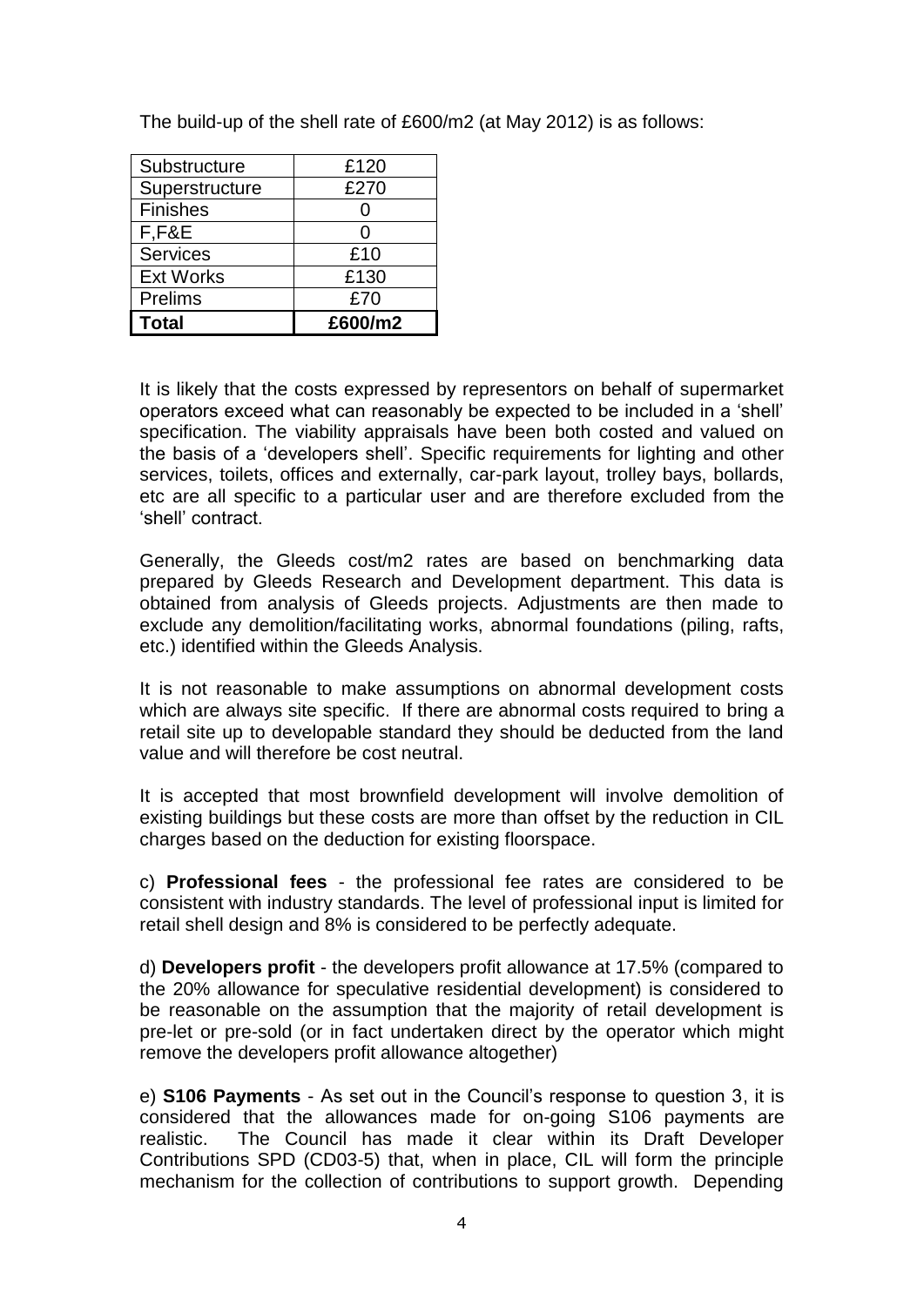The build-up of the shell rate of £600/m2 (at May 2012) is as follows:

| Substructure | £120 |
|---|---|
| Superstructure | £270 |
| Finishes | 0 |
| F,F&E | 0 |
| Services | £10 |
| Ext Works | £130 |
| Prelims | £70 |
| **Total** | **£600/m2** |

It is likely that the costs expressed by representors on behalf of supermarket operators exceed what can reasonably be expected to be included in a 'shell' specification. The viability appraisals have been both costed and valued on the basis of a 'developers shell'. Specific requirements for lighting and other services, toilets, offices and externally, car-park layout, trolley bays, bollards, etc are all specific to a particular user and are therefore excluded from the 'shell' contract.

Generally, the Gleeds cost/m2 rates are based on benchmarking data prepared by Gleeds Research and Development department. This data is obtained from analysis of Gleeds projects. Adjustments are then made to exclude any demolition/facilitating works, abnormal foundations (piling, rafts, etc.) identified within the Gleeds Analysis.

It is not reasonable to make assumptions on abnormal development costs which are always site specific. If there are abnormal costs required to bring a retail site up to developable standard they should be deducted from the land value and will therefore be cost neutral.

It is accepted that most brownfield development will involve demolition of existing buildings but these costs are more than offset by the reduction in CIL charges based on the deduction for existing floorspace.

c) **Professional fees** - the professional fee rates are considered to be consistent with industry standards. The level of professional input is limited for retail shell design and 8% is considered to be perfectly adequate.

d) **Developers profit** - the developers profit allowance at 17.5% (compared to the 20% allowance for speculative residential development) is considered to be reasonable on the assumption that the majority of retail development is pre-let or pre-sold (or in fact undertaken direct by the operator which might remove the developers profit allowance altogether)

e) **S106 Payments** - As set out in the Council's response to question 3, it is considered that the allowances made for on-going S106 payments are realistic. The Council has made it clear within its Draft Developer Contributions SPD (CD03-5) that, when in place, CIL will form the principle mechanism for the collection of contributions to support growth. Depending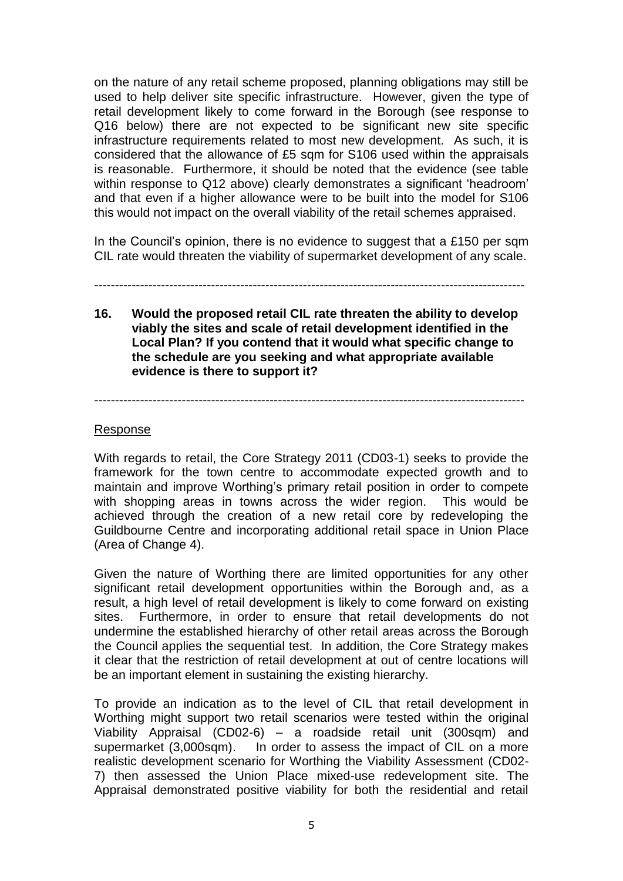on the nature of any retail scheme proposed, planning obligations may still be used to help deliver site specific infrastructure. However, given the type of retail development likely to come forward in the Borough (see response to Q16 below) there are not expected to be significant new site specific infrastructure requirements related to most new development. As such, it is considered that the allowance of £5 sqm for S106 used within the appraisals is reasonable. Furthermore, it should be noted that the evidence (see table within response to Q12 above) clearly demonstrates a significant 'headroom' and that even if a higher allowance were to be built into the model for S106 this would not impact on the overall viability of the retail schemes appraised.

In the Council's opinion, there is no evidence to suggest that a £150 per sqm CIL rate would threaten the viability of supermarket development of any scale.

---

**16. Would the proposed retail CIL rate threaten the ability to develop viably the sites and scale of retail development identified in the Local Plan? If you contend that it would what specific change to the schedule are you seeking and what appropriate available evidence is there to support it?**

---

Response

With regards to retail, the Core Strategy 2011 (CD03-1) seeks to provide the framework for the town centre to accommodate expected growth and to maintain and improve Worthing's primary retail position in order to compete with shopping areas in towns across the wider region. This would be achieved through the creation of a new retail core by redeveloping the Guildbourne Centre and incorporating additional retail space in Union Place (Area of Change 4).

Given the nature of Worthing there are limited opportunities for any other significant retail development opportunities within the Borough and, as a result, a high level of retail development is likely to come forward on existing sites. Furthermore, in order to ensure that retail developments do not undermine the established hierarchy of other retail areas across the Borough the Council applies the sequential test. In addition, the Core Strategy makes it clear that the restriction of retail development at out of centre locations will be an important element in sustaining the existing hierarchy.

To provide an indication as to the level of CIL that retail development in Worthing might support two retail scenarios were tested within the original Viability Appraisal (CD02-6) – a roadside retail unit (300sqm) and supermarket (3,000sqm). In order to assess the impact of CIL on a more realistic development scenario for Worthing the Viability Assessment (CD02-7) then assessed the Union Place mixed-use redevelopment site. The Appraisal demonstrated positive viability for both the residential and retail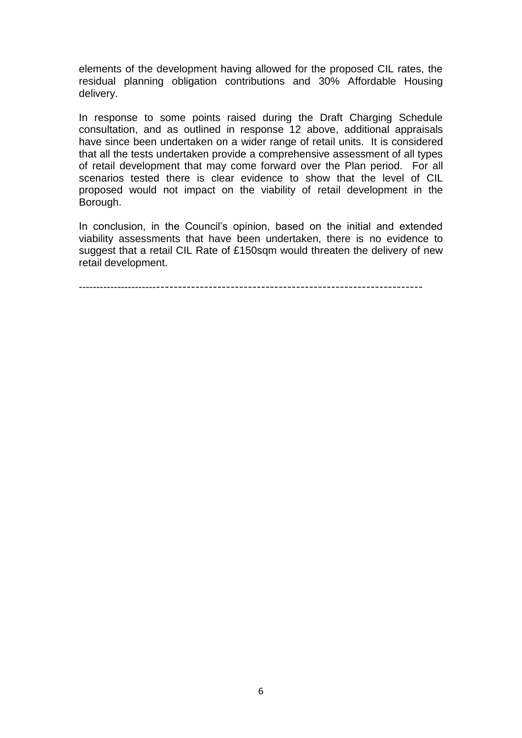elements of the development having allowed for the proposed CIL rates, the residual planning obligation contributions and 30% Affordable Housing delivery.

In response to some points raised during the Draft Charging Schedule consultation, and as outlined in response 12 above, additional appraisals have since been undertaken on a wider range of retail units. It is considered that all the tests undertaken provide a comprehensive assessment of all types of retail development that may come forward over the Plan period. For all scenarios tested there is clear evidence to show that the level of CIL proposed would not impact on the viability of retail development in the Borough.

In conclusion, in the Council's opinion, based on the initial and extended viability assessments that have been undertaken, there is no evidence to suggest that a retail CIL Rate of £150sqm would threaten the delivery of new retail development.

---